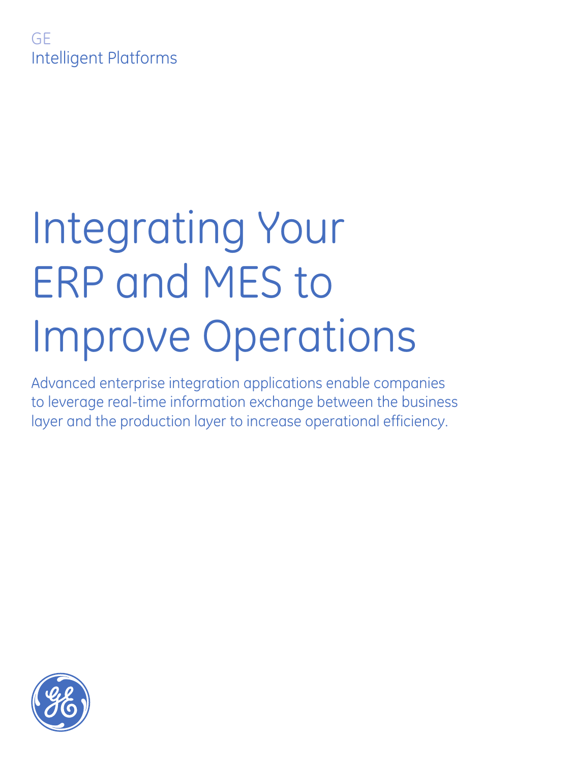GE
Intelligent Platforms

# Integrating Your ERP and MES to Improve Operations

Advanced enterprise integration applications enable companies to leverage real-time information exchange between the business layer and the production layer to increase operational efficiency.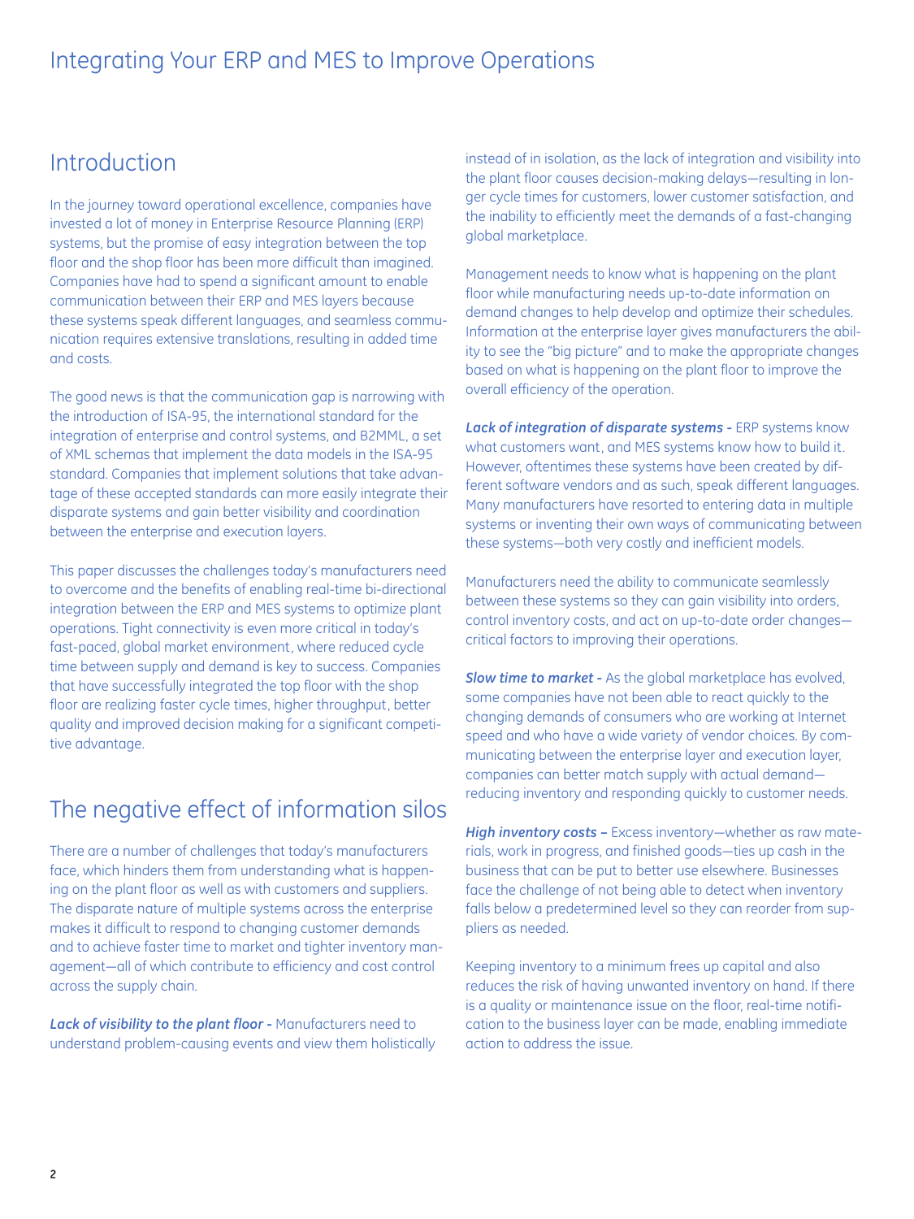# Integrating Your ERP and MES to Improve Operations

## Introduction

In the journey toward operational excellence, companies have invested a lot of money in Enterprise Resource Planning (ERP) systems, but the promise of easy integration between the top floor and the shop floor has been more difficult than imagined. Companies have had to spend a significant amount to enable communication between their ERP and MES layers because these systems speak different languages, and seamless communication requires extensive translations, resulting in added time and costs.

The good news is that the communication gap is narrowing with the introduction of ISA-95, the international standard for the integration of enterprise and control systems, and B2MML, a set of XML schemas that implement the data models in the ISA-95 standard. Companies that implement solutions that take advantage of these accepted standards can more easily integrate their disparate systems and gain better visibility and coordination between the enterprise and execution layers.

This paper discusses the challenges today's manufacturers need to overcome and the benefits of enabling real-time bi-directional integration between the ERP and MES systems to optimize plant operations. Tight connectivity is even more critical in today's fast-paced, global market environment, where reduced cycle time between supply and demand is key to success. Companies that have successfully integrated the top floor with the shop floor are realizing faster cycle times, higher throughput, better quality and improved decision making for a significant competitive advantage.

## The negative effect of information silos

There are a number of challenges that today's manufacturers face, which hinders them from understanding what is happening on the plant floor as well as with customers and suppliers. The disparate nature of multiple systems across the enterprise makes it difficult to respond to changing customer demands and to achieve faster time to market and tighter inventory management—all of which contribute to efficiency and cost control across the supply chain.

***Lack of visibility to the plant floor -*** Manufacturers need to understand problem-causing events and view them holistically instead of in isolation, as the lack of integration and visibility into the plant floor causes decision-making delays—resulting in longer cycle times for customers, lower customer satisfaction, and the inability to efficiently meet the demands of a fast-changing global marketplace.

Management needs to know what is happening on the plant floor while manufacturing needs up-to-date information on demand changes to help develop and optimize their schedules. Information at the enterprise layer gives manufacturers the ability to see the "big picture" and to make the appropriate changes based on what is happening on the plant floor to improve the overall efficiency of the operation.

***Lack of integration of disparate systems -*** ERP systems know what customers want, and MES systems know how to build it. However, oftentimes these systems have been created by different software vendors and as such, speak different languages. Many manufacturers have resorted to entering data in multiple systems or inventing their own ways of communicating between these systems—both very costly and inefficient models.

Manufacturers need the ability to communicate seamlessly between these systems so they can gain visibility into orders, control inventory costs, and act on up-to-date order changes—critical factors to improving their operations.

***Slow time to market -*** As the global marketplace has evolved, some companies have not been able to react quickly to the changing demands of consumers who are working at Internet speed and who have a wide variety of vendor choices. By communicating between the enterprise layer and execution layer, companies can better match supply with actual demand—reducing inventory and responding quickly to customer needs.

***High inventory costs –*** Excess inventory—whether as raw materials, work in progress, and finished goods—ties up cash in the business that can be put to better use elsewhere. Businesses face the challenge of not being able to detect when inventory falls below a predetermined level so they can reorder from suppliers as needed.

Keeping inventory to a minimum frees up capital and also reduces the risk of having unwanted inventory on hand. If there is a quality or maintenance issue on the floor, real-time notification to the business layer can be made, enabling immediate action to address the issue.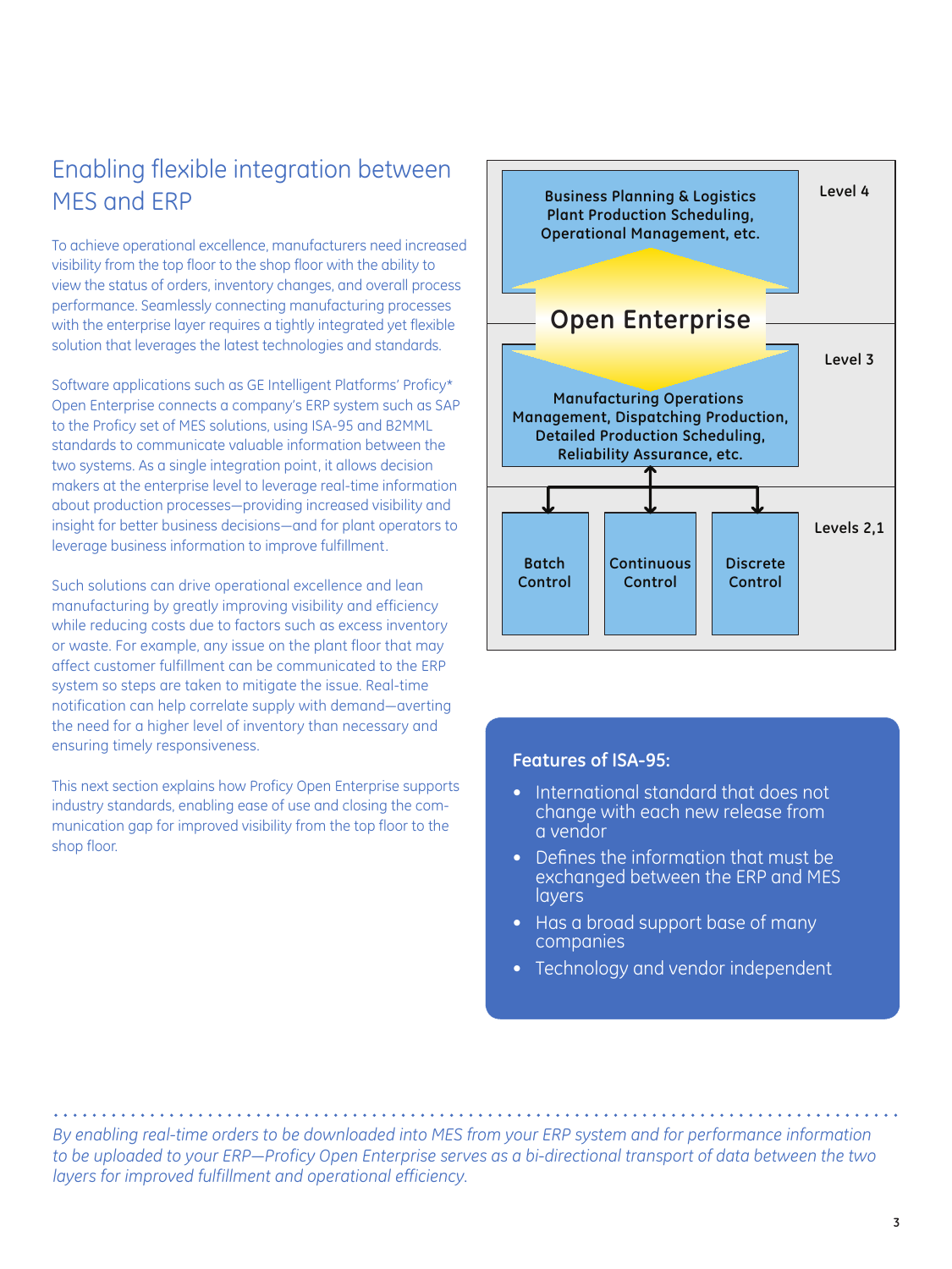## Enabling flexible integration between MES and ERP

To achieve operational excellence, manufacturers need increased visibility from the top floor to the shop floor with the ability to view the status of orders, inventory changes, and overall process performance. Seamlessly connecting manufacturing processes with the enterprise layer requires a tightly integrated yet flexible solution that leverages the latest technologies and standards.

Software applications such as GE Intelligent Platforms' Proficy* Open Enterprise connects a company's ERP system such as SAP to the Proficy set of MES solutions, using ISA-95 and B2MML standards to communicate valuable information between the two systems. As a single integration point, it allows decision makers at the enterprise level to leverage real-time information about production processes—providing increased visibility and insight for better business decisions—and for plant operators to leverage business information to improve fulfillment.

Such solutions can drive operational excellence and lean manufacturing by greatly improving visibility and efficiency while reducing costs due to factors such as excess inventory or waste. For example, any issue on the plant floor that may affect customer fulfillment can be communicated to the ERP system so steps are taken to mitigate the issue. Real-time notification can help correlate supply with demand—averting the need for a higher level of inventory than necessary and ensuring timely responsiveness.

This next section explains how Proficy Open Enterprise supports industry standards, enabling ease of use and closing the communication gap for improved visibility from the top floor to the shop floor.

Level 4: Business Planning & Logistics Plant Production Scheduling, Operational Management, etc.

Open Enterprise

Level 3: Manufacturing Operations Management, Dispatching Production, Detailed Production Scheduling, Reliability Assurance, etc.

Levels 2,1: Batch Control | Continuous Control | Discrete Control

**Features of ISA-95:**

- International standard that does not change with each new release from a vendor
- Defines the information that must be exchanged between the ERP and MES layers
- Has a broad support base of many companies
- Technology and vendor independent

*By enabling real-time orders to be downloaded into MES from your ERP system and for performance information to be uploaded to your ERP—Proficy Open Enterprise serves as a bi-directional transport of data between the two layers for improved fulfillment and operational efficiency.*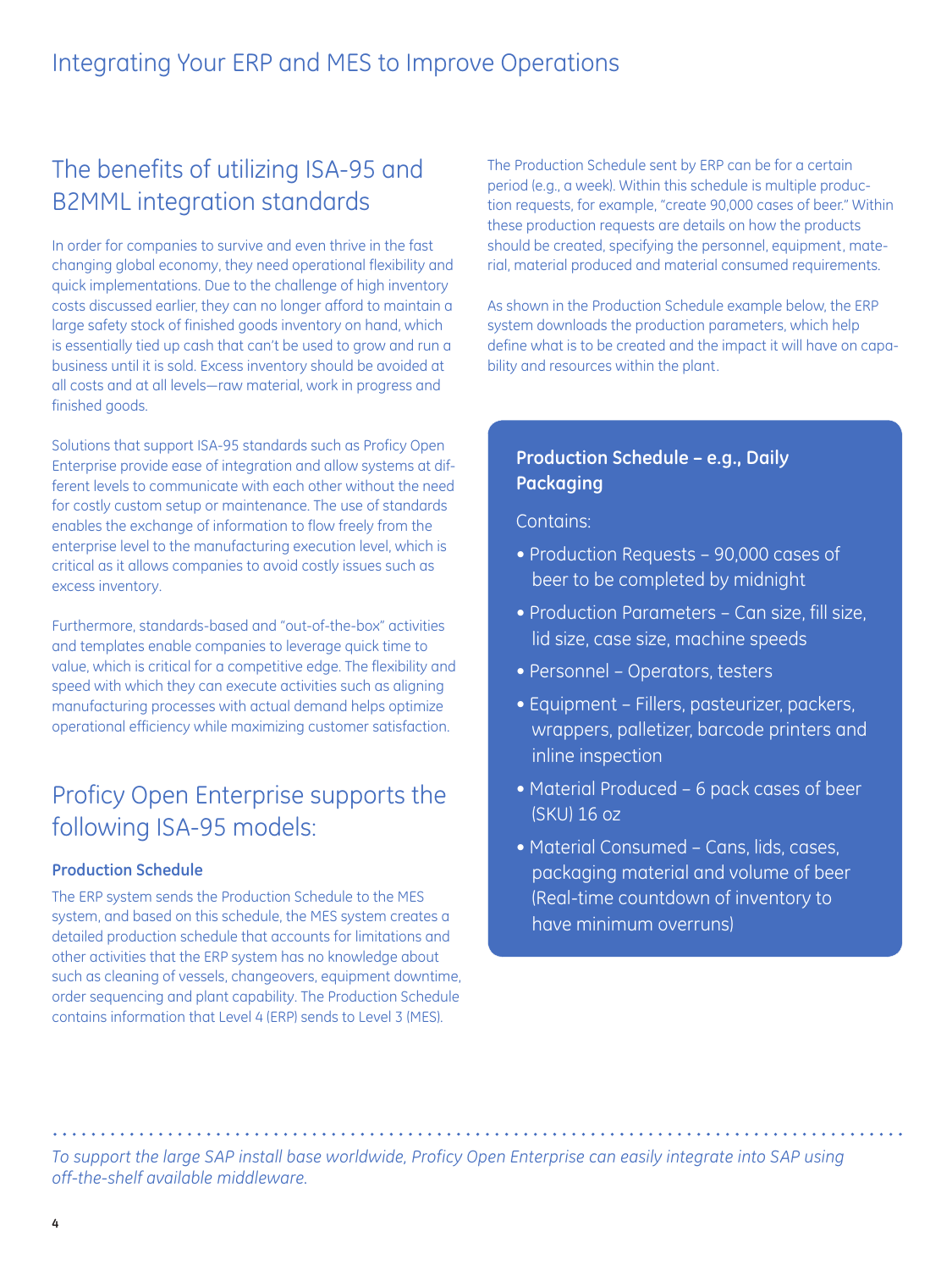## The benefits of utilizing ISA-95 and B2MML integration standards

In order for companies to survive and even thrive in the fast changing global economy, they need operational flexibility and quick implementations. Due to the challenge of high inventory costs discussed earlier, they can no longer afford to maintain a large safety stock of finished goods inventory on hand, which is essentially tied up cash that can't be used to grow and run a business until it is sold. Excess inventory should be avoided at all costs and at all levels—raw material, work in progress and finished goods.

Solutions that support ISA-95 standards such as Proficy Open Enterprise provide ease of integration and allow systems at different levels to communicate with each other without the need for costly custom setup or maintenance. The use of standards enables the exchange of information to flow freely from the enterprise level to the manufacturing execution level, which is critical as it allows companies to avoid costly issues such as excess inventory.

Furthermore, standards-based and "out-of-the-box" activities and templates enable companies to leverage quick time to value, which is critical for a competitive edge. The flexibility and speed with which they can execute activities such as aligning manufacturing processes with actual demand helps optimize operational efficiency while maximizing customer satisfaction.

## Proficy Open Enterprise supports the following ISA-95 models:

### Production Schedule

The ERP system sends the Production Schedule to the MES system, and based on this schedule, the MES system creates a detailed production schedule that accounts for limitations and other activities that the ERP system has no knowledge about such as cleaning of vessels, changeovers, equipment downtime, order sequencing and plant capability. The Production Schedule contains information that Level 4 (ERP) sends to Level 3 (MES).

The Production Schedule sent by ERP can be for a certain period (e.g., a week). Within this schedule is multiple production requests, for example, "create 90,000 cases of beer." Within these production requests are details on how the products should be created, specifying the personnel, equipment, material, material produced and material consumed requirements.

As shown in the Production Schedule example below, the ERP system downloads the production parameters, which help define what is to be created and the impact it will have on capability and resources within the plant.

**Production Schedule – e.g., Daily Packaging**

Contains:

- Production Requests – 90,000 cases of beer to be completed by midnight
- Production Parameters – Can size, fill size, lid size, case size, machine speeds
- Personnel – Operators, testers
- Equipment – Fillers, pasteurizer, packers, wrappers, palletizer, barcode printers and inline inspection
- Material Produced – 6 pack cases of beer (SKU) 16 oz
- Material Consumed – Cans, lids, cases, packaging material and volume of beer (Real-time countdown of inventory to have minimum overruns)

*To support the large SAP install base worldwide, Proficy Open Enterprise can easily integrate into SAP using off-the-shelf available middleware.*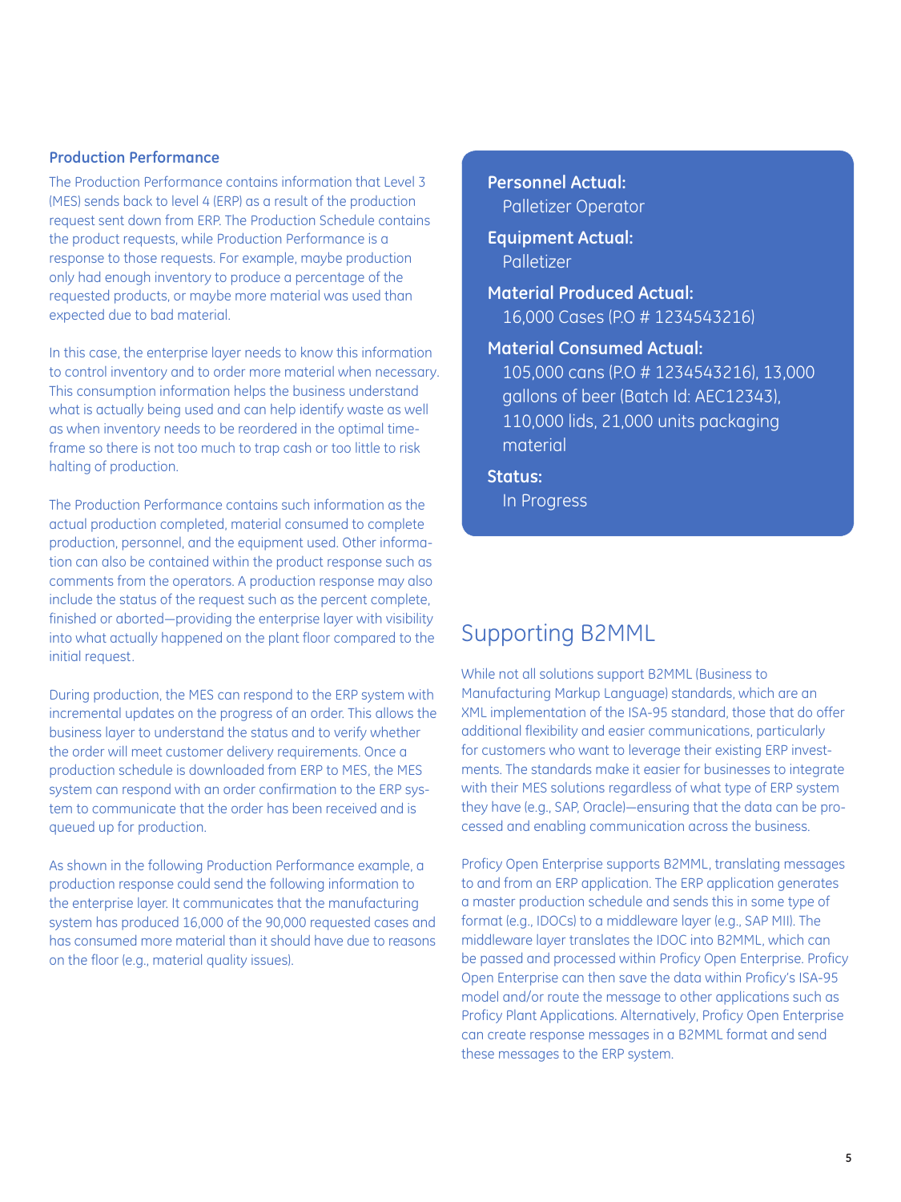### Production Performance

The Production Performance contains information that Level 3 (MES) sends back to level 4 (ERP) as a result of the production request sent down from ERP. The Production Schedule contains the product requests, while Production Performance is a response to those requests. For example, maybe production only had enough inventory to produce a percentage of the requested products, or maybe more material was used than expected due to bad material.

In this case, the enterprise layer needs to know this information to control inventory and to order more material when necessary. This consumption information helps the business understand what is actually being used and can help identify waste as well as when inventory needs to be reordered in the optimal time-frame so there is not too much to trap cash or too little to risk halting of production.

The Production Performance contains such information as the actual production completed, material consumed to complete production, personnel, and the equipment used. Other information can also be contained within the product response such as comments from the operators. A production response may also include the status of the request such as the percent complete, finished or aborted—providing the enterprise layer with visibility into what actually happened on the plant floor compared to the initial request.

During production, the MES can respond to the ERP system with incremental updates on the progress of an order. This allows the business layer to understand the status and to verify whether the order will meet customer delivery requirements. Once a production schedule is downloaded from ERP to MES, the MES system can respond with an order confirmation to the ERP system to communicate that the order has been received and is queued up for production.

As shown in the following Production Performance example, a production response could send the following information to the enterprise layer. It communicates that the manufacturing system has produced 16,000 of the 90,000 requested cases and has consumed more material than it should have due to reasons on the floor (e.g., material quality issues).

**Personnel Actual:**
Palletizer Operator

**Equipment Actual:**
Palletizer

**Material Produced Actual:**
16,000 Cases (P.O # 1234543216)

**Material Consumed Actual:**
105,000 cans (P.O # 1234543216), 13,000 gallons of beer (Batch Id: AEC12343), 110,000 lids, 21,000 units packaging material

**Status:**
In Progress

## Supporting B2MML

While not all solutions support B2MML (Business to Manufacturing Markup Language) standards, which are an XML implementation of the ISA-95 standard, those that do offer additional flexibility and easier communications, particularly for customers who want to leverage their existing ERP investments. The standards make it easier for businesses to integrate with their MES solutions regardless of what type of ERP system they have (e.g., SAP, Oracle)—ensuring that the data can be processed and enabling communication across the business.

Proficy Open Enterprise supports B2MML, translating messages to and from an ERP application. The ERP application generates a master production schedule and sends this in some type of format (e.g., IDOCs) to a middleware layer (e.g., SAP MII). The middleware layer translates the IDOC into B2MML, which can be passed and processed within Proficy Open Enterprise. Proficy Open Enterprise can then save the data within Proficy's ISA-95 model and/or route the message to other applications such as Proficy Plant Applications. Alternatively, Proficy Open Enterprise can create response messages in a B2MML format and send these messages to the ERP system.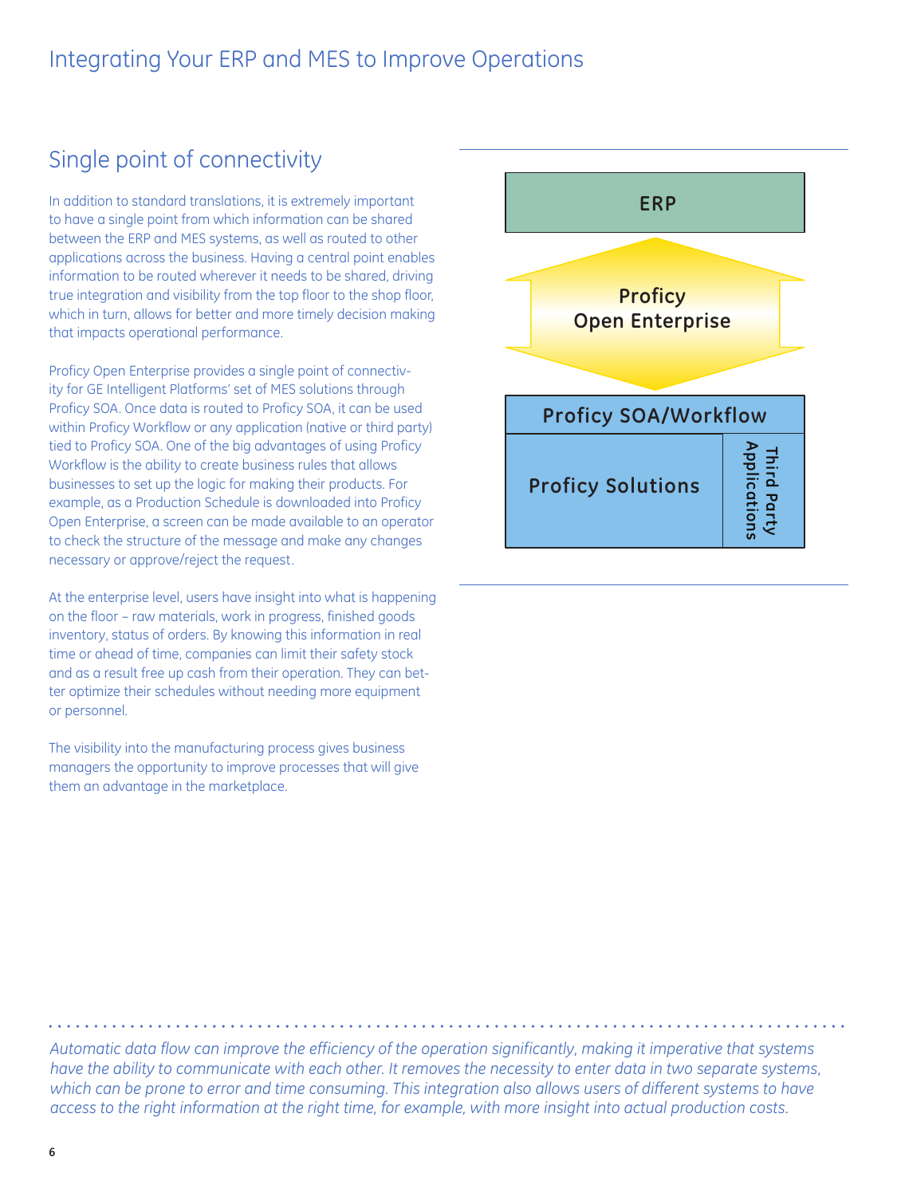## Single point of connectivity

In addition to standard translations, it is extremely important to have a single point from which information can be shared between the ERP and MES systems, as well as routed to other applications across the business. Having a central point enables information to be routed wherever it needs to be shared, driving true integration and visibility from the top floor to the shop floor, which in turn, allows for better and more timely decision making that impacts operational performance.

Proficy Open Enterprise provides a single point of connectivity for GE Intelligent Platforms' set of MES solutions through Proficy SOA. Once data is routed to Proficy SOA, it can be used within Proficy Workflow or any application (native or third party) tied to Proficy SOA. One of the big advantages of using Proficy Workflow is the ability to create business rules that allows businesses to set up the logic for making their products. For example, as a Production Schedule is downloaded into Proficy Open Enterprise, a screen can be made available to an operator to check the structure of the message and make any changes necessary or approve/reject the request.

At the enterprise level, users have insight into what is happening on the floor – raw materials, work in progress, finished goods inventory, status of orders. By knowing this information in real time or ahead of time, companies can limit their safety stock and as a result free up cash from their operation. They can better optimize their schedules without needing more equipment or personnel.

The visibility into the manufacturing process gives business managers the opportunity to improve processes that will give them an advantage in the marketplace.

ERP

Proficy Open Enterprise

Proficy SOA/Workflow

Proficy Solutions

Third Party Applications

*Automatic data flow can improve the efficiency of the operation significantly, making it imperative that systems have the ability to communicate with each other. It removes the necessity to enter data in two separate systems, which can be prone to error and time consuming. This integration also allows users of different systems to have access to the right information at the right time, for example, with more insight into actual production costs.*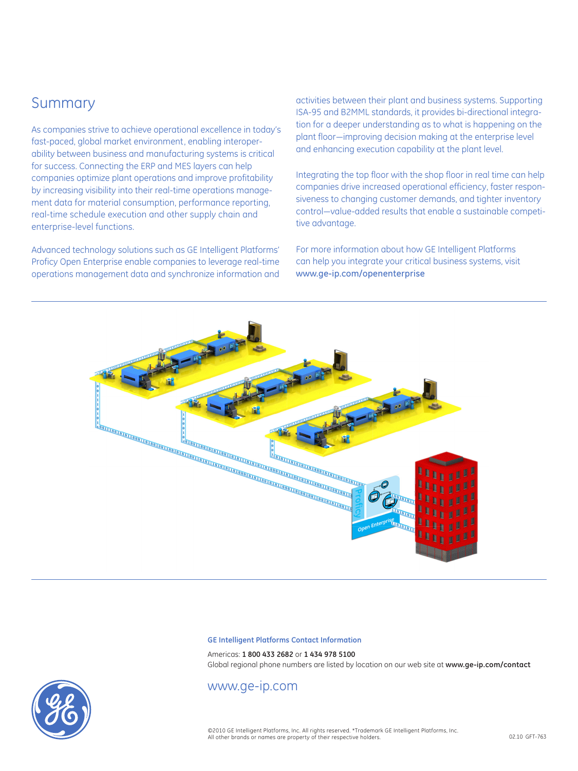## Summary

As companies strive to achieve operational excellence in today's fast-paced, global market environment, enabling interoperability between business and manufacturing systems is critical for success. Connecting the ERP and MES layers can help companies optimize plant operations and improve profitability by increasing visibility into their real-time operations management data for material consumption, performance reporting, real-time schedule execution and other supply chain and enterprise-level functions.

Advanced technology solutions such as GE Intelligent Platforms' Proficy Open Enterprise enable companies to leverage real-time operations management data and synchronize information and activities between their plant and business systems. Supporting ISA-95 and B2MML standards, it provides bi-directional integration for a deeper understanding as to what is happening on the plant floor—improving decision making at the enterprise level and enhancing execution capability at the plant level.

Integrating the top floor with the shop floor in real time can help companies drive increased operational efficiency, faster responsiveness to changing customer demands, and tighter inventory control—value-added results that enable a sustainable competitive advantage.

For more information about how GE Intelligent Platforms can help you integrate your critical business systems, visit **www.ge-ip.com/openenterprise**

Proficy

Open Enterprise

**GE Intelligent Platforms Contact Information**

Americas: **1 800 433 2682** or **1 434 978 5100**
Global regional phone numbers are listed by location on our web site at **www.ge-ip.com/contact**

www.ge-ip.com

©2010 GE Intelligent Platforms, Inc. All rights reserved. *Trademark GE Intelligent Platforms, Inc.
All other brands or names are property of their respective holders.

02.10 GFT-763